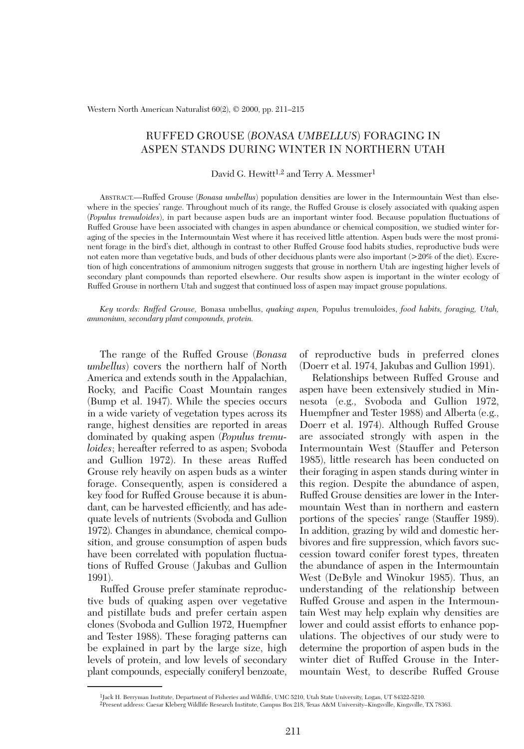# RUFFED GROUSE (*BONASA UMBELLUS*) FORAGING IN ASPEN STANDS DURING WINTER IN NORTHERN UTAH

David G. Hewitt[1,2] and Terry A. Messmer[1]

ABSTRACT.—Ruffed Grouse (*Bonasa umbellus*) population densities are lower in the Intermountain West than elsewhere in the species' range. Throughout much of its range, the Ruffed Grouse is closely associated with quaking aspen (*Populus tremuloides*), in part because aspen buds are an important winter food. Because population fluctuations of Ruffed Grouse have been associated with changes in aspen abundance or chemical composition, we studied winter foraging of the species in the Intermountain West where it has received little attention. Aspen buds were the most prominent forage in the bird's diet, although in contrast to other Ruffed Grouse food habits studies, reproductive buds were not eaten more than vegetative buds, and buds of other deciduous plants were also important (>20% of the diet). Excretion of high concentrations of ammonium nitrogen suggests that grouse in northern Utah are ingesting higher levels of secondary plant compounds than reported elsewhere. Our results show aspen is important in the winter ecology of Ruffed Grouse in northern Utah and suggest that continued loss of aspen may impact grouse populations.

*Key words: Ruffed Grouse,* Bonasa umbellus, *quaking aspen,* Populus tremuloides, *food habits, foraging, Utah, ammonium, secondary plant compounds, protein.*

The range of the Ruffed Grouse (*Bonasa umbellus*) covers the northern half of North America and extends south in the Appalachian, Rocky, and Pacific Coast Mountain ranges (Bump et al. 1947). While the species occurs in a wide variety of vegetation types across its range, highest densities are reported in areas dominated by quaking aspen (*Populus tremuloides*; hereafter referred to as aspen; Svoboda and Gullion 1972). In these areas Ruffed Grouse rely heavily on aspen buds as a winter forage. Consequently, aspen is considered a key food for Ruffed Grouse because it is abundant, can be harvested efficiently, and has adequate levels of nutrients (Svoboda and Gullion 1972). Changes in abundance, chemical composition, and grouse consumption of aspen buds have been correlated with population fluctuations of Ruffed Grouse (Jakubas and Gullion 1991).

Ruffed Grouse prefer staminate reproductive buds of quaking aspen over vegetative and pistillate buds and prefer certain aspen clones (Svoboda and Gullion 1972, Huempfner and Tester 1988). These foraging patterns can be explained in part by the large size, high levels of protein, and low levels of secondary plant compounds, especially coniferyl benzoate, of reproductive buds in preferred clones (Doerr et al. 1974, Jakubas and Gullion 1991).

Relationships between Ruffed Grouse and aspen have been extensively studied in Minnesota (e.g., Svoboda and Gullion 1972, Huempfner and Tester 1988) and Alberta (e.g., Doerr et al. 1974). Although Ruffed Grouse are associated strongly with aspen in the Intermountain West (Stauffer and Peterson 1985), little research has been conducted on their foraging in aspen stands during winter in this region. Despite the abundance of aspen, Ruffed Grouse densities are lower in the Intermountain West than in northern and eastern portions of the species' range (Stauffer 1989). In addition, grazing by wild and domestic herbivores and fire suppression, which favors succession toward conifer forest types, threaten the abundance of aspen in the Intermountain West (DeByle and Winokur 1985). Thus, an understanding of the relationship between Ruffed Grouse and aspen in the Intermountain West may help explain why densities are lower and could assist efforts to enhance populations. The objectives of our study were to determine the proportion of aspen buds in the winter diet of Ruffed Grouse in the Intermountain West, to describe Ruffed Grouse

[1]Jack H. Berryman Institute, Department of Fisheries and Wildlife, UMC 5210, Utah State University, Logan, UT 84322-5210.
[2]Present address: Caesar Kleberg Wildlife Research Institute, Campus Box 218, Texas A&M University–Kingsville, Kingsville, TX 78363.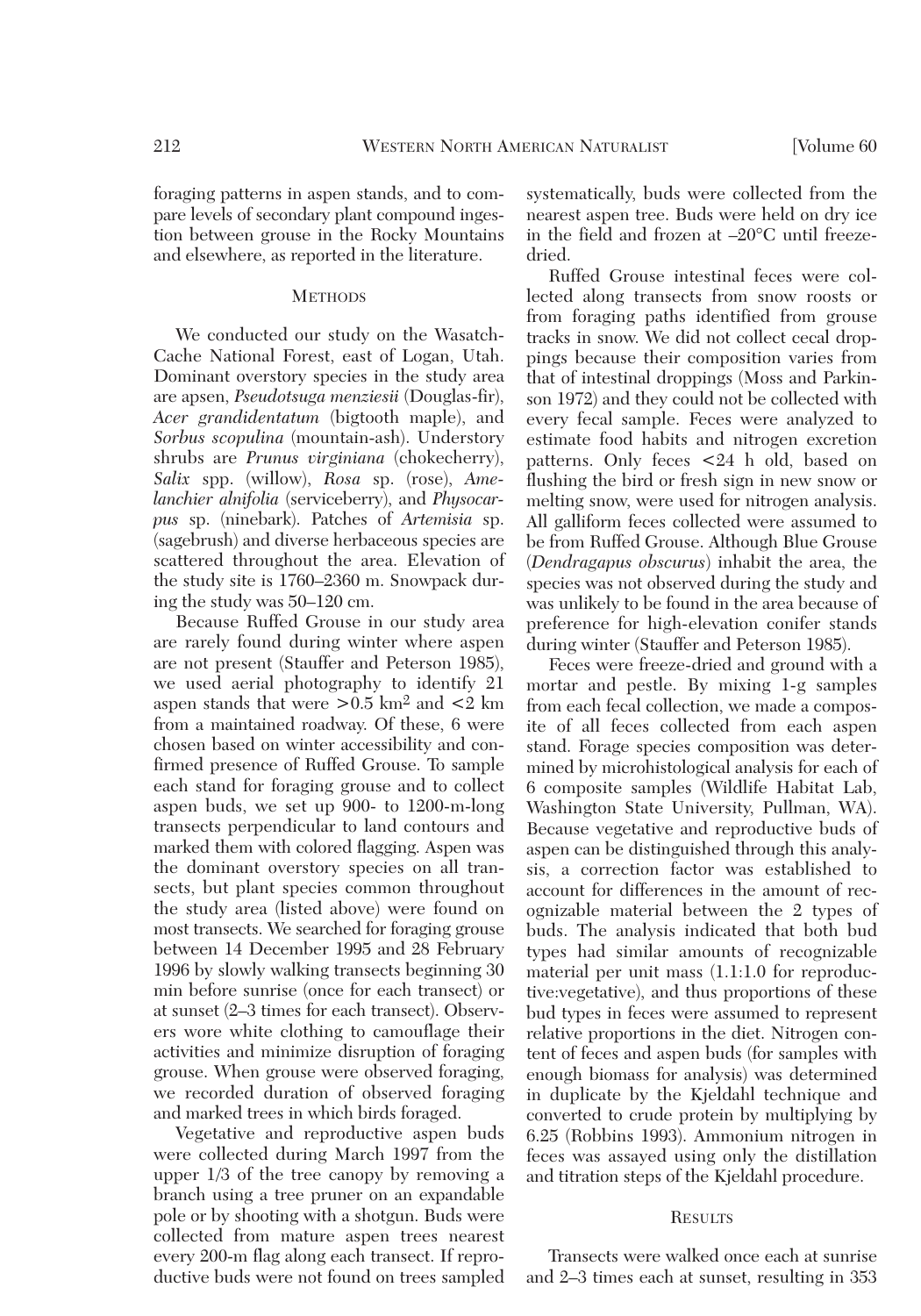foraging patterns in aspen stands, and to compare levels of secondary plant compound ingestion between grouse in the Rocky Mountains and elsewhere, as reported in the literature.

## Methods

We conducted our study on the Wasatch-Cache National Forest, east of Logan, Utah. Dominant overstory species in the study area are apsen, *Pseudotsuga menziesii* (Douglas-fir), *Acer grandidentatum* (bigtooth maple), and *Sorbus scopulina* (mountain-ash). Understory shrubs are *Prunus virginiana* (chokecherry), *Salix* spp. (willow), *Rosa* sp. (rose), *Amelanchier alnifolia* (serviceberry), and *Physocarpus* sp. (ninebark). Patches of *Artemisia* sp. (sagebrush) and diverse herbaceous species are scattered throughout the area. Elevation of the study site is 1760–2360 m. Snowpack during the study was 50–120 cm.

Because Ruffed Grouse in our study area are rarely found during winter where aspen are not present (Stauffer and Peterson 1985), we used aerial photography to identify 21 aspen stands that were >0.5 km$^2$ and <2 km from a maintained roadway. Of these, 6 were chosen based on winter accessibility and confirmed presence of Ruffed Grouse. To sample each stand for foraging grouse and to collect aspen buds, we set up 900- to 1200-m-long transects perpendicular to land contours and marked them with colored flagging. Aspen was the dominant overstory species on all transects, but plant species common throughout the study area (listed above) were found on most transects. We searched for foraging grouse between 14 December 1995 and 28 February 1996 by slowly walking transects beginning 30 min before sunrise (once for each transect) or at sunset (2–3 times for each transect). Observers wore white clothing to camouflage their activities and minimize disruption of foraging grouse. When grouse were observed foraging, we recorded duration of observed foraging and marked trees in which birds foraged.

Vegetative and reproductive aspen buds were collected during March 1997 from the upper 1/3 of the tree canopy by removing a branch using a tree pruner on an expandable pole or by shooting with a shotgun. Buds were collected from mature aspen trees nearest every 200-m flag along each transect. If reproductive buds were not found on trees sampled systematically, buds were collected from the nearest aspen tree. Buds were held on dry ice in the field and frozen at –20°C until freeze-dried.

Ruffed Grouse intestinal feces were collected along transects from snow roosts or from foraging paths identified from grouse tracks in snow. We did not collect cecal droppings because their composition varies from that of intestinal droppings (Moss and Parkinson 1972) and they could not be collected with every fecal sample. Feces were analyzed to estimate food habits and nitrogen excretion patterns. Only feces <24 h old, based on flushing the bird or fresh sign in new snow or melting snow, were used for nitrogen analysis. All galliform feces collected were assumed to be from Ruffed Grouse. Although Blue Grouse (*Dendragapus obscurus*) inhabit the area, the species was not observed during the study and was unlikely to be found in the area because of preference for high-elevation conifer stands during winter (Stauffer and Peterson 1985).

Feces were freeze-dried and ground with a mortar and pestle. By mixing 1-g samples from each fecal collection, we made a composite of all feces collected from each aspen stand. Forage species composition was determined by microhistological analysis for each of 6 composite samples (Wildlife Habitat Lab, Washington State University, Pullman, WA). Because vegetative and reproductive buds of aspen can be distinguished through this analysis, a correction factor was established to account for differences in the amount of recognizable material between the 2 types of buds. The analysis indicated that both bud types had similar amounts of recognizable material per unit mass (1.1:1.0 for reproductive:vegetative), and thus proportions of these bud types in feces were assumed to represent relative proportions in the diet. Nitrogen content of feces and aspen buds (for samples with enough biomass for analysis) was determined in duplicate by the Kjeldahl technique and converted to crude protein by multiplying by 6.25 (Robbins 1993). Ammonium nitrogen in feces was assayed using only the distillation and titration steps of the Kjeldahl procedure.

## Results

Transects were walked once each at sunrise and 2–3 times each at sunset, resulting in 353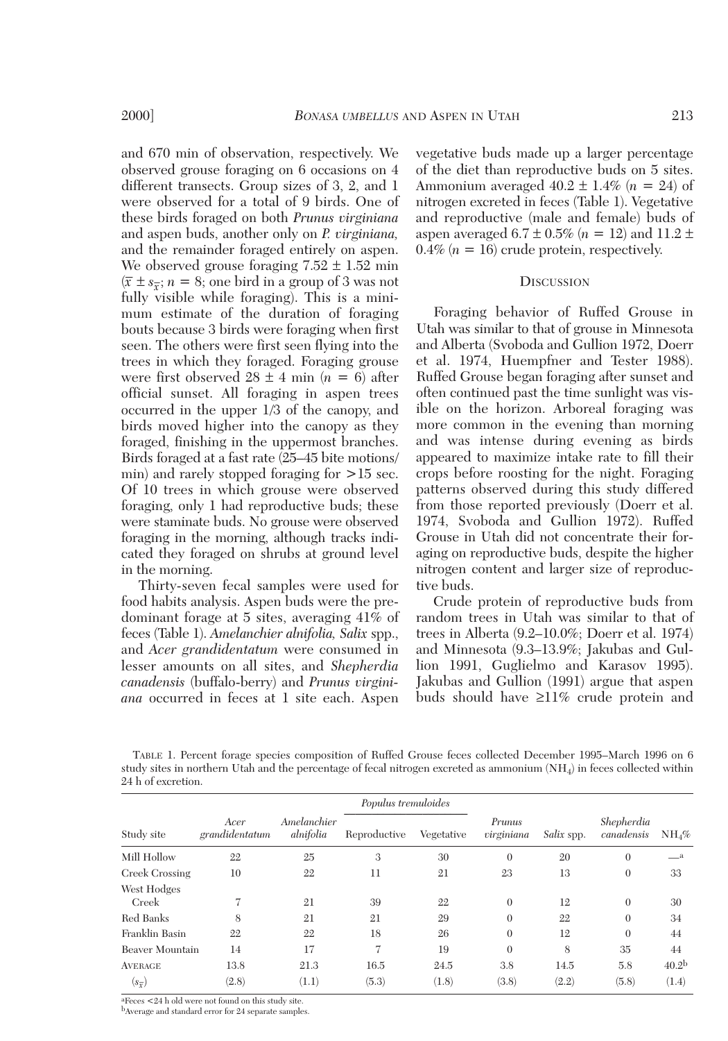and 670 min of observation, respectively. We observed grouse foraging on 6 occasions on 4 different transects. Group sizes of 3, 2, and 1 were observed for a total of 9 birds. One of these birds foraged on both *Prunus virginiana* and aspen buds, another only on *P. virginiana*, and the remainder foraged entirely on aspen. We observed grouse foraging 7.52 ± 1.52 min ($\bar{x} \pm s_{\bar{x}}$; $n = 8$; one bird in a group of 3 was not fully visible while foraging). This is a minimum estimate of the duration of foraging bouts because 3 birds were foraging when first seen. The others were first seen flying into the trees in which they foraged. Foraging grouse were first observed 28 ± 4 min ($n = 6$) after official sunset. All foraging in aspen trees occurred in the upper 1/3 of the canopy, and birds moved higher into the canopy as they foraged, finishing in the uppermost branches. Birds foraged at a fast rate (25–45 bite motions/min) and rarely stopped foraging for >15 sec. Of 10 trees in which grouse were observed foraging, only 1 had reproductive buds; these were staminate buds. No grouse were observed foraging in the morning, although tracks indicated they foraged on shrubs at ground level in the morning.

Thirty-seven fecal samples were used for food habits analysis. Aspen buds were the predominant forage at 5 sites, averaging 41% of feces (Table 1). *Amelanchier alnifolia*, *Salix* spp., and *Acer grandidentatum* were consumed in lesser amounts on all sites, and *Shepherdia canadensis* (buffalo-berry) and *Prunus virginiana* occurred in feces at 1 site each. Aspen vegetative buds made up a larger percentage of the diet than reproductive buds on 5 sites. Ammonium averaged 40.2 ± 1.4% ($n = 24$) of nitrogen excreted in feces (Table 1). Vegetative and reproductive (male and female) buds of aspen averaged 6.7 ± 0.5% ($n = 12$) and 11.2 ± 0.4% ($n = 16$) crude protein, respectively.

## Discussion

Foraging behavior of Ruffed Grouse in Utah was similar to that of grouse in Minnesota and Alberta (Svoboda and Gullion 1972, Doerr et al. 1974, Huempfner and Tester 1988). Ruffed Grouse began foraging after sunset and often continued past the time sunlight was visible on the horizon. Arboreal foraging was more common in the evening than morning and was intense during evening as birds appeared to maximize intake rate to fill their crops before roosting for the night. Foraging patterns observed during this study differed from those reported previously (Doerr et al. 1974, Svoboda and Gullion 1972). Ruffed Grouse in Utah did not concentrate their foraging on reproductive buds, despite the higher nitrogen content and larger size of reproductive buds.

Crude protein of reproductive buds from random trees in Utah was similar to that of trees in Alberta (9.2–10.0%; Doerr et al. 1974) and Minnesota (9.3–13.9%; Jakubas and Gullion 1991, Guglielmo and Karasov 1995). Jakubas and Gullion (1991) argue that aspen buds should have ≥11% crude protein and

Table 1. Percent forage species composition of Ruffed Grouse feces collected December 1995–March 1996 on 6 study sites in northern Utah and the percentage of fecal nitrogen excreted as ammonium ($NH_4$) in feces collected within 24 h of excretion.

| Study site | *Acer grandidentatum* | *Amelanchier alnifolia* | *Populus tremuloides* | | *Prunus virginiana* | *Salix* spp. | *Shepherdia canadensis* | $NH_4\%$ |
|---|---|---|---|---|---|---|---|---|
| | | | Reproductive | Vegetative | | | | |
| Mill Hollow | 22 | 25 | 3 | 30 | 0 | 20 | 0 | —[a] |
| Creek Crossing | 10 | 22 | 11 | 21 | 23 | 13 | 0 | 33 |
| West Hodges Creek | 7 | 21 | 39 | 22 | 0 | 12 | 0 | 30 |
| Red Banks | 8 | 21 | 21 | 29 | 0 | 22 | 0 | 34 |
| Franklin Basin | 22 | 22 | 18 | 26 | 0 | 12 | 0 | 44 |
| Beaver Mountain | 14 | 17 | 7 | 19 | 0 | 8 | 35 | 44 |
| Average | 13.8 | 21.3 | 16.5 | 24.5 | 3.8 | 14.5 | 5.8 | 40.2[b] |
| ($s_{\bar{x}}$) | (2.8) | (1.1) | (5.3) | (1.8) | (3.8) | (2.2) | (5.8) | (1.4) |

[a]Feces <24 h old were not found on this study site.
[b]Average and standard error for 24 separate samples.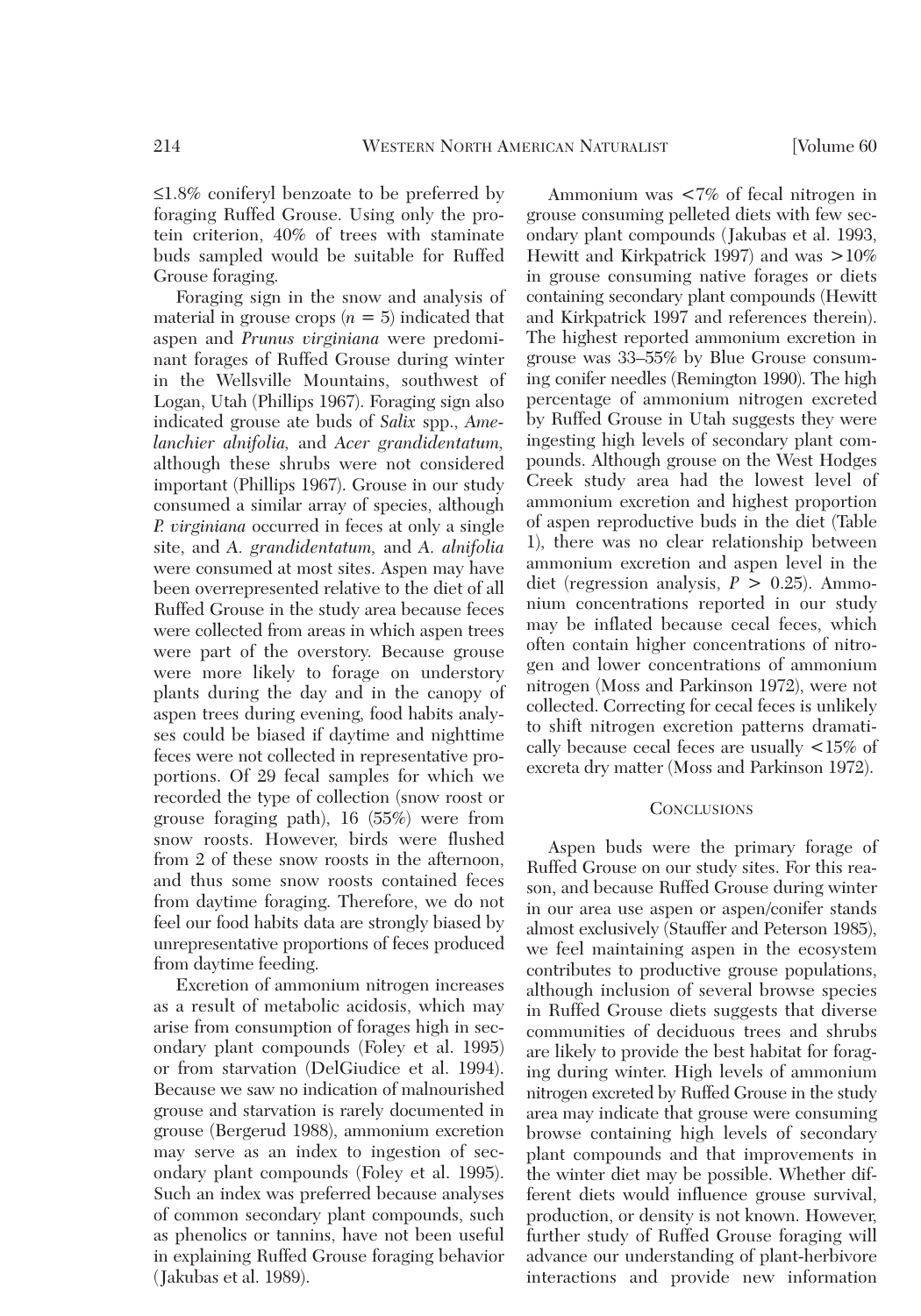≤1.8% coniferyl benzoate to be preferred by foraging Ruffed Grouse. Using only the protein criterion, 40% of trees with staminate buds sampled would be suitable for Ruffed Grouse foraging.

Foraging sign in the snow and analysis of material in grouse crops ($n = 5$) indicated that aspen and *Prunus virginiana* were predominant forages of Ruffed Grouse during winter in the Wellsville Mountains, southwest of Logan, Utah (Phillips 1967). Foraging sign also indicated grouse ate buds of *Salix* spp., *Amelanchier alnifolia,* and *Acer grandidentatum,* although these shrubs were not considered important (Phillips 1967). Grouse in our study consumed a similar array of species, although *P. virginiana* occurred in feces at only a single site, and *A. grandidentatum,* and *A. alnifolia* were consumed at most sites. Aspen may have been overrepresented relative to the diet of all Ruffed Grouse in the study area because feces were collected from areas in which aspen trees were part of the overstory. Because grouse were more likely to forage on understory plants during the day and in the canopy of aspen trees during evening, food habits analyses could be biased if daytime and nighttime feces were not collected in representative proportions. Of 29 fecal samples for which we recorded the type of collection (snow roost or grouse foraging path), 16 (55%) were from snow roosts. However, birds were flushed from 2 of these snow roosts in the afternoon, and thus some snow roosts contained feces from daytime foraging. Therefore, we do not feel our food habits data are strongly biased by unrepresentative proportions of feces produced from daytime feeding.

Excretion of ammonium nitrogen increases as a result of metabolic acidosis, which may arise from consumption of forages high in secondary plant compounds (Foley et al. 1995) or from starvation (DelGiudice et al. 1994). Because we saw no indication of malnourished grouse and starvation is rarely documented in grouse (Bergerud 1988), ammonium excretion may serve as an index to ingestion of secondary plant compounds (Foley et al. 1995). Such an index was preferred because analyses of common secondary plant compounds, such as phenolics or tannins, have not been useful in explaining Ruffed Grouse foraging behavior (Jakubas et al. 1989).

Ammonium was <7% of fecal nitrogen in grouse consuming pelleted diets with few secondary plant compounds (Jakubas et al. 1993, Hewitt and Kirkpatrick 1997) and was >10% in grouse consuming native forages or diets containing secondary plant compounds (Hewitt and Kirkpatrick 1997 and references therein). The highest reported ammonium excretion in grouse was 33–55% by Blue Grouse consuming conifer needles (Remington 1990). The high percentage of ammonium nitrogen excreted by Ruffed Grouse in Utah suggests they were ingesting high levels of secondary plant compounds. Although grouse on the West Hodges Creek study area had the lowest level of ammonium excretion and highest proportion of aspen reproductive buds in the diet (Table 1), there was no clear relationship between ammonium excretion and aspen level in the diet (regression analysis, $P > 0.25$). Ammonium concentrations reported in our study may be inflated because cecal feces, which often contain higher concentrations of nitrogen and lower concentrations of ammonium nitrogen (Moss and Parkinson 1972), were not collected. Correcting for cecal feces is unlikely to shift nitrogen excretion patterns dramatically because cecal feces are usually <15% of excreta dry matter (Moss and Parkinson 1972).

## Conclusions

Aspen buds were the primary forage of Ruffed Grouse on our study sites. For this reason, and because Ruffed Grouse during winter in our area use aspen or aspen/conifer stands almost exclusively (Stauffer and Peterson 1985), we feel maintaining aspen in the ecosystem contributes to productive grouse populations, although inclusion of several browse species in Ruffed Grouse diets suggests that diverse communities of deciduous trees and shrubs are likely to provide the best habitat for foraging during winter. High levels of ammonium nitrogen excreted by Ruffed Grouse in the study area may indicate that grouse were consuming browse containing high levels of secondary plant compounds and that improvements in the winter diet may be possible. Whether different diets would influence grouse survival, production, or density is not known. However, further study of Ruffed Grouse foraging will advance our understanding of plant-herbivore interactions and provide new information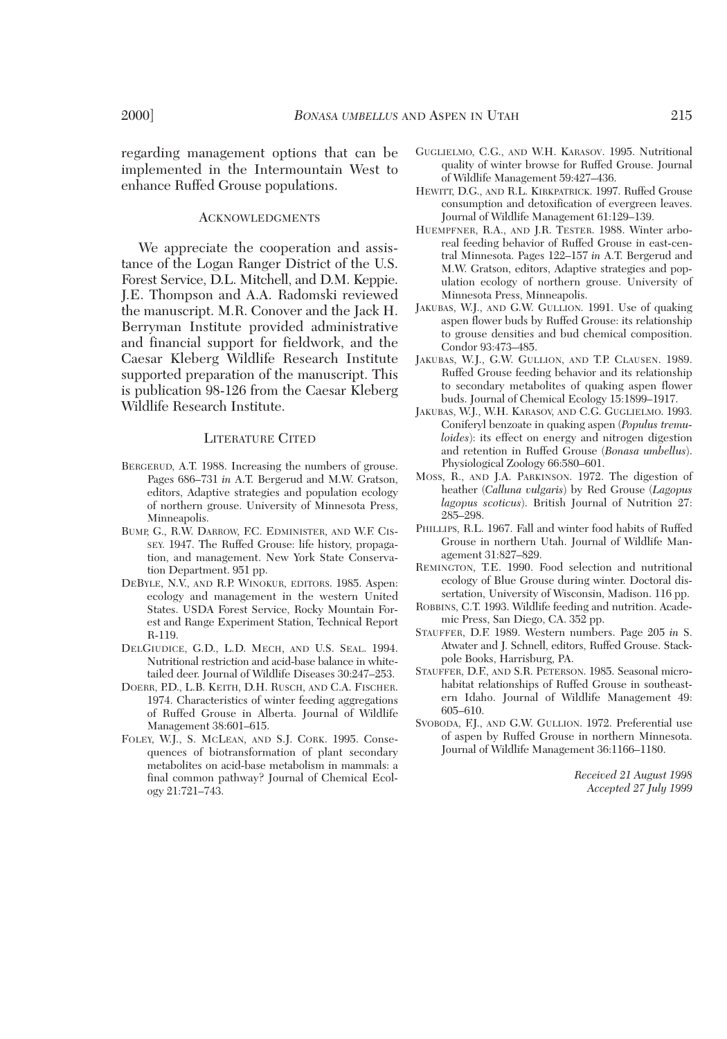regarding management options that can be implemented in the Intermountain West to enhance Ruffed Grouse populations.

## Acknowledgments

We appreciate the cooperation and assistance of the Logan Ranger District of the U.S. Forest Service, D.L. Mitchell, and D.M. Keppie. J.E. Thompson and A.A. Radomski reviewed the manuscript. M.R. Conover and the Jack H. Berryman Institute provided administrative and financial support for fieldwork, and the Caesar Kleberg Wildlife Research Institute supported preparation of the manuscript. This is publication 98-126 from the Caesar Kleberg Wildlife Research Institute.

## Literature Cited

Bergerud, A.T. 1988. Increasing the numbers of grouse. Pages 686–731 *in* A.T. Bergerud and M.W. Gratson, editors, Adaptive strategies and population ecology of northern grouse. University of Minnesota Press, Minneapolis.

Bump, G., R.W. Darrow, F.C. Edminister, and W.F. Cissey. 1947. The Ruffed Grouse: life history, propagation, and management. New York State Conservation Department. 951 pp.

DeByle, N.V., and R.P. Winokur, editors. 1985. Aspen: ecology and management in the western United States. USDA Forest Service, Rocky Mountain Forest and Range Experiment Station, Technical Report R-119.

DelGiudice, G.D., L.D. Mech, and U.S. Seal. 1994. Nutritional restriction and acid-base balance in white-tailed deer. Journal of Wildlife Diseases 30:247–253.

Doerr, P.D., L.B. Keith, D.H. Rusch, and C.A. Fischer. 1974. Characteristics of winter feeding aggregations of Ruffed Grouse in Alberta. Journal of Wildlife Management 38:601–615.

Foley, W.J., S. McLean, and S.J. Cork. 1995. Consequences of biotransformation of plant secondary metabolites on acid-base metabolism in mammals: a final common pathway? Journal of Chemical Ecology 21:721–743.

Guglielmo, C.G., and W.H. Karasov. 1995. Nutritional quality of winter browse for Ruffed Grouse. Journal of Wildlife Management 59:427–436.

Hewitt, D.G., and R.L. Kirkpatrick. 1997. Ruffed Grouse consumption and detoxification of evergreen leaves. Journal of Wildlife Management 61:129–139.

Huempfner, R.A., and J.R. Tester. 1988. Winter arboreal feeding behavior of Ruffed Grouse in east-central Minnesota. Pages 122–157 *in* A.T. Bergerud and M.W. Gratson, editors, Adaptive strategies and population ecology of northern grouse. University of Minnesota Press, Minneapolis.

Jakubas, W.J., and G.W. Gullion. 1991. Use of quaking aspen flower buds by Ruffed Grouse: its relationship to grouse densities and bud chemical composition. Condor 93:473–485.

Jakubas, W.J., G.W. Gullion, and T.P. Clausen. 1989. Ruffed Grouse feeding behavior and its relationship to secondary metabolites of quaking aspen flower buds. Journal of Chemical Ecology 15:1899–1917.

Jakubas, W.J., W.H. Karasov, and C.G. Guglielmo. 1993. Coniferyl benzoate in quaking aspen (*Populus tremuloides*): its effect on energy and nitrogen digestion and retention in Ruffed Grouse (*Bonasa umbellus*). Physiological Zoology 66:580–601.

Moss, R., and J.A. Parkinson. 1972. The digestion of heather (*Calluna vulgaris*) by Red Grouse (*Lagopus lagopus scoticus*). British Journal of Nutrition 27: 285–298.

Phillips, R.L. 1967. Fall and winter food habits of Ruffed Grouse in northern Utah. Journal of Wildlife Management 31:827–829.

Remington, T.E. 1990. Food selection and nutritional ecology of Blue Grouse during winter. Doctoral dissertation, University of Wisconsin, Madison. 116 pp.

Robbins, C.T. 1993. Wildlife feeding and nutrition. Academic Press, San Diego, CA. 352 pp.

Stauffer, D.F. 1989. Western numbers. Page 205 *in* S. Atwater and J. Schnell, editors, Ruffed Grouse. Stackpole Books, Harrisburg, PA.

Stauffer, D.F., and S.R. Peterson. 1985. Seasonal microhabitat relationships of Ruffed Grouse in southeastern Idaho. Journal of Wildlife Management 49: 605–610.

Svoboda, F.J., and G.W. Gullion. 1972. Preferential use of aspen by Ruffed Grouse in northern Minnesota. Journal of Wildlife Management 36:1166–1180.

*Received 21 August 1998*
*Accepted 27 July 1999*